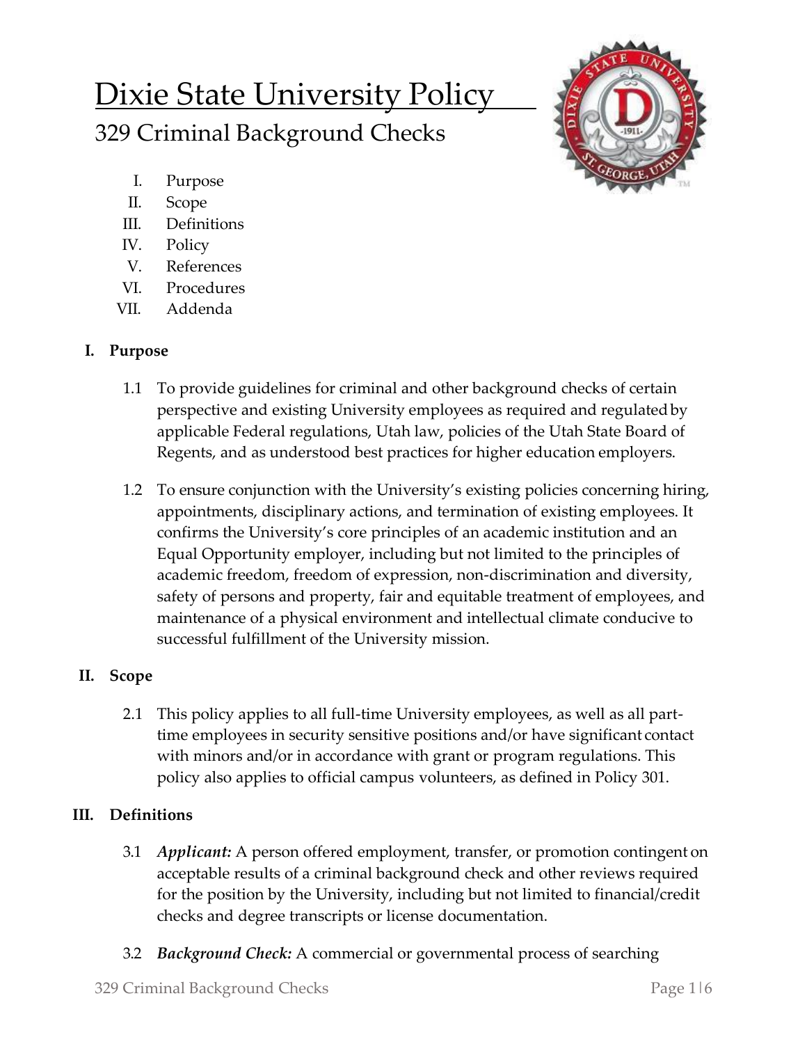# Dixie State University Policy

## 329 Criminal Background Checks

I. Purpose
II. Scope
III. Definitions
IV. Policy
V. References
VI. Procedures
VII. Addenda

### I. Purpose

1.1 To provide guidelines for criminal and other background checks of certain perspective and existing University employees as required and regulated by applicable Federal regulations, Utah law, policies of the Utah State Board of Regents, and as understood best practices for higher education employers.

1.2 To ensure conjunction with the University's existing policies concerning hiring, appointments, disciplinary actions, and termination of existing employees. It confirms the University's core principles of an academic institution and an Equal Opportunity employer, including but not limited to the principles of academic freedom, freedom of expression, non-discrimination and diversity, safety of persons and property, fair and equitable treatment of employees, and maintenance of a physical environment and intellectual climate conducive to successful fulfillment of the University mission.

### II. Scope

2.1 This policy applies to all full-time University employees, as well as all part-time employees in security sensitive positions and/or have significant contact with minors and/or in accordance with grant or program regulations. This policy also applies to official campus volunteers, as defined in Policy 301.

### III. Definitions

3.1 ***Applicant:*** A person offered employment, transfer, or promotion contingent on acceptable results of a criminal background check and other reviews required for the position by the University, including but not limited to financial/credit checks and degree transcripts or license documentation.

3.2 ***Background Check:*** A commercial or governmental process of searching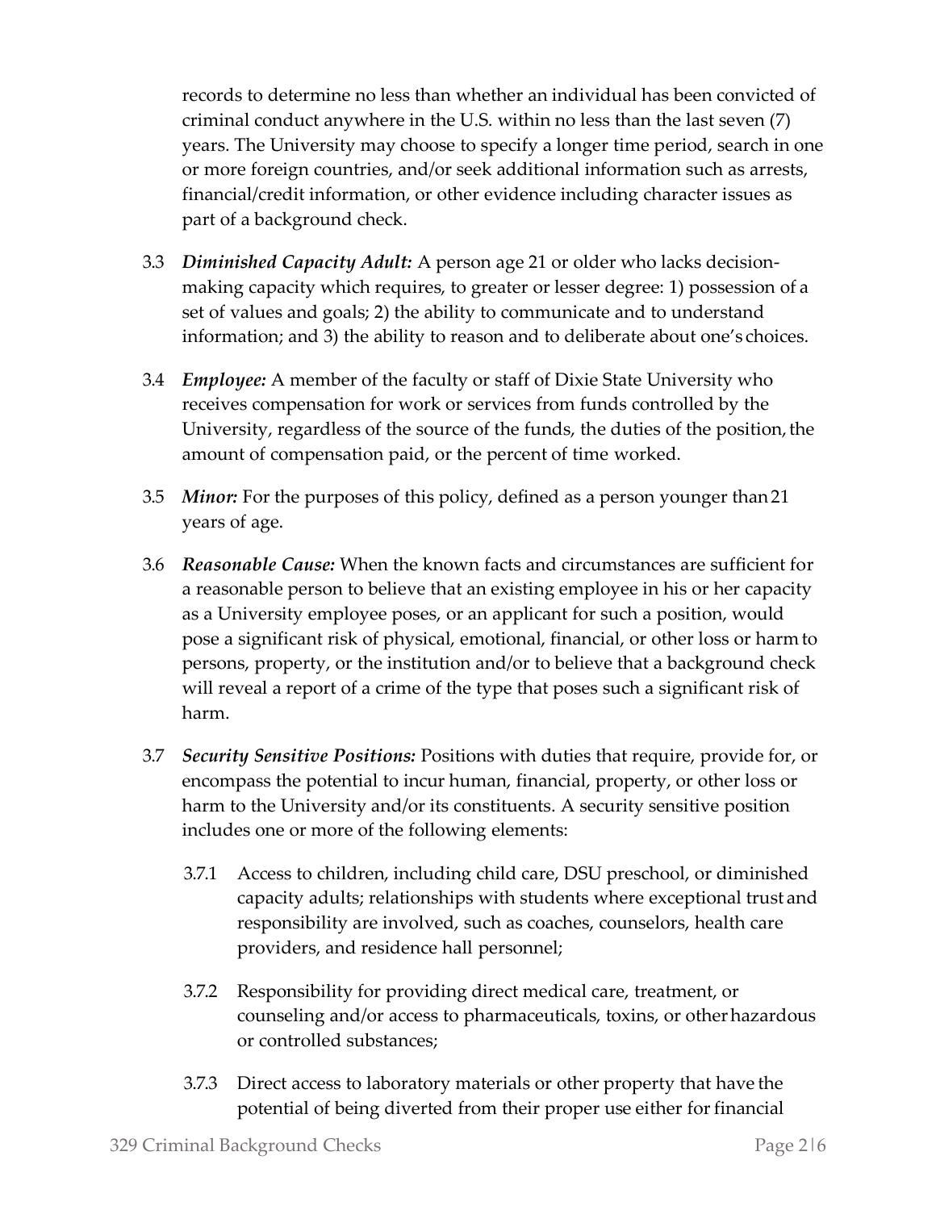records to determine no less than whether an individual has been convicted of criminal conduct anywhere in the U.S. within no less than the last seven (7) years. The University may choose to specify a longer time period, search in one or more foreign countries, and/or seek additional information such as arrests, financial/credit information, or other evidence including character issues as part of a background check.

3.3 ***Diminished Capacity Adult:*** A person age 21 or older who lacks decision-making capacity which requires, to greater or lesser degree: 1) possession of a set of values and goals; 2) the ability to communicate and to understand information; and 3) the ability to reason and to deliberate about one's choices.

3.4 ***Employee:*** A member of the faculty or staff of Dixie State University who receives compensation for work or services from funds controlled by the University, regardless of the source of the funds, the duties of the position, the amount of compensation paid, or the percent of time worked.

3.5 ***Minor:*** For the purposes of this policy, defined as a person younger than 21 years of age.

3.6 ***Reasonable Cause:*** When the known facts and circumstances are sufficient for a reasonable person to believe that an existing employee in his or her capacity as a University employee poses, or an applicant for such a position, would pose a significant risk of physical, emotional, financial, or other loss or harm to persons, property, or the institution and/or to believe that a background check will reveal a report of a crime of the type that poses such a significant risk of harm.

3.7 ***Security Sensitive Positions:*** Positions with duties that require, provide for, or encompass the potential to incur human, financial, property, or other loss or harm to the University and/or its constituents. A security sensitive position includes one or more of the following elements:

3.7.1 Access to children, including child care, DSU preschool, or diminished capacity adults; relationships with students where exceptional trust and responsibility are involved, such as coaches, counselors, health care providers, and residence hall personnel;

3.7.2 Responsibility for providing direct medical care, treatment, or counseling and/or access to pharmaceuticals, toxins, or other hazardous or controlled substances;

3.7.3 Direct access to laboratory materials or other property that have the potential of being diverted from their proper use either for financial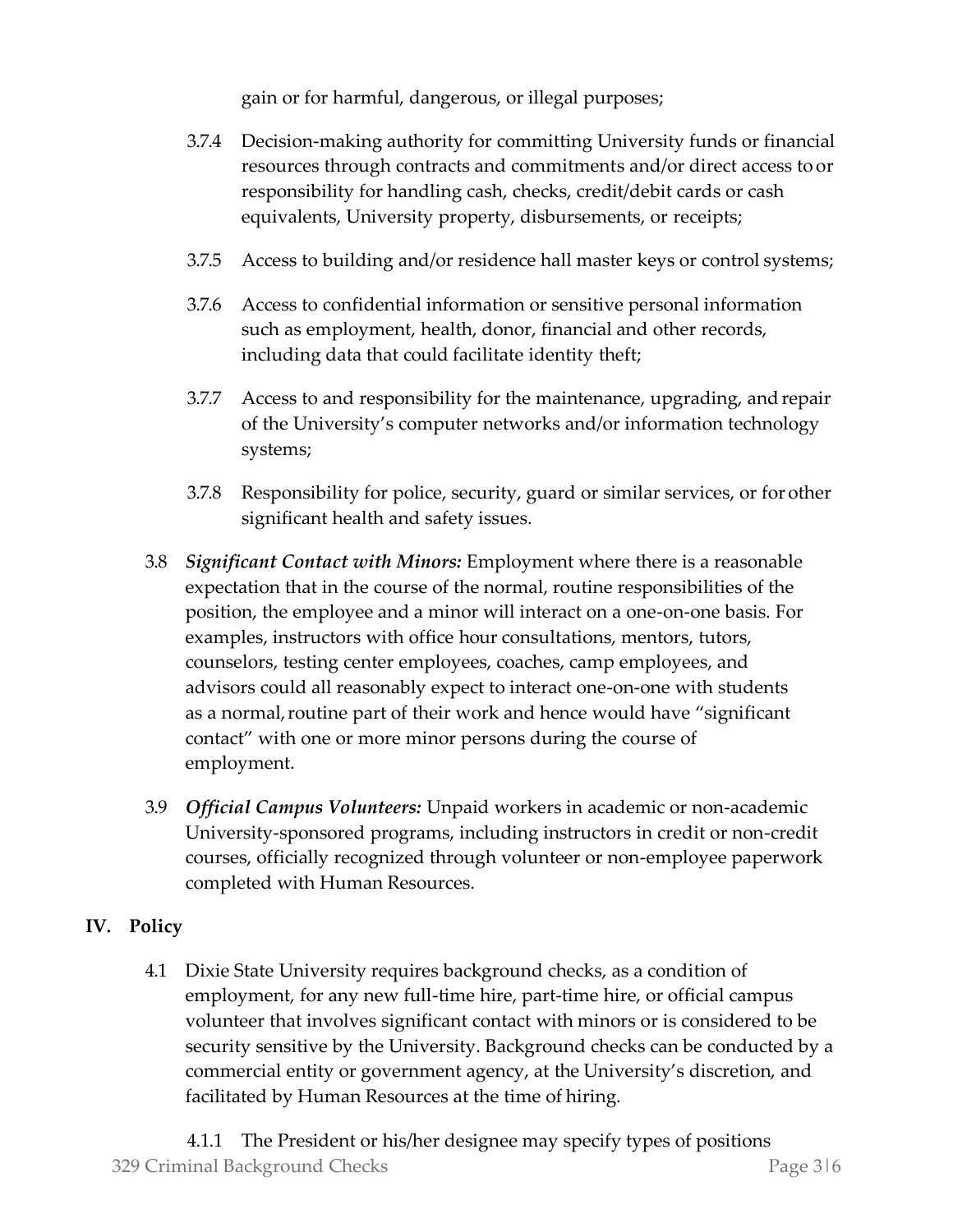gain or for harmful, dangerous, or illegal purposes;

3.7.4 Decision-making authority for committing University funds or financial resources through contracts and commitments and/or direct access to or responsibility for handling cash, checks, credit/debit cards or cash equivalents, University property, disbursements, or receipts;

3.7.5 Access to building and/or residence hall master keys or control systems;

3.7.6 Access to confidential information or sensitive personal information such as employment, health, donor, financial and other records, including data that could facilitate identity theft;

3.7.7 Access to and responsibility for the maintenance, upgrading, and repair of the University's computer networks and/or information technology systems;

3.7.8 Responsibility for police, security, guard or similar services, or for other significant health and safety issues.

3.8 ***Significant Contact with Minors:*** Employment where there is a reasonable expectation that in the course of the normal, routine responsibilities of the position, the employee and a minor will interact on a one-on-one basis. For examples, instructors with office hour consultations, mentors, tutors, counselors, testing center employees, coaches, camp employees, and advisors could all reasonably expect to interact one-on-one with students as a normal, routine part of their work and hence would have "significant contact" with one or more minor persons during the course of employment.

3.9 ***Official Campus Volunteers:*** Unpaid workers in academic or non-academic University-sponsored programs, including instructors in credit or non-credit courses, officially recognized through volunteer or non-employee paperwork completed with Human Resources.

## IV. Policy

4.1 Dixie State University requires background checks, as a condition of employment, for any new full-time hire, part-time hire, or official campus volunteer that involves significant contact with minors or is considered to be security sensitive by the University. Background checks can be conducted by a commercial entity or government agency, at the University's discretion, and facilitated by Human Resources at the time of hiring.

4.1.1 The President or his/her designee may specify types of positions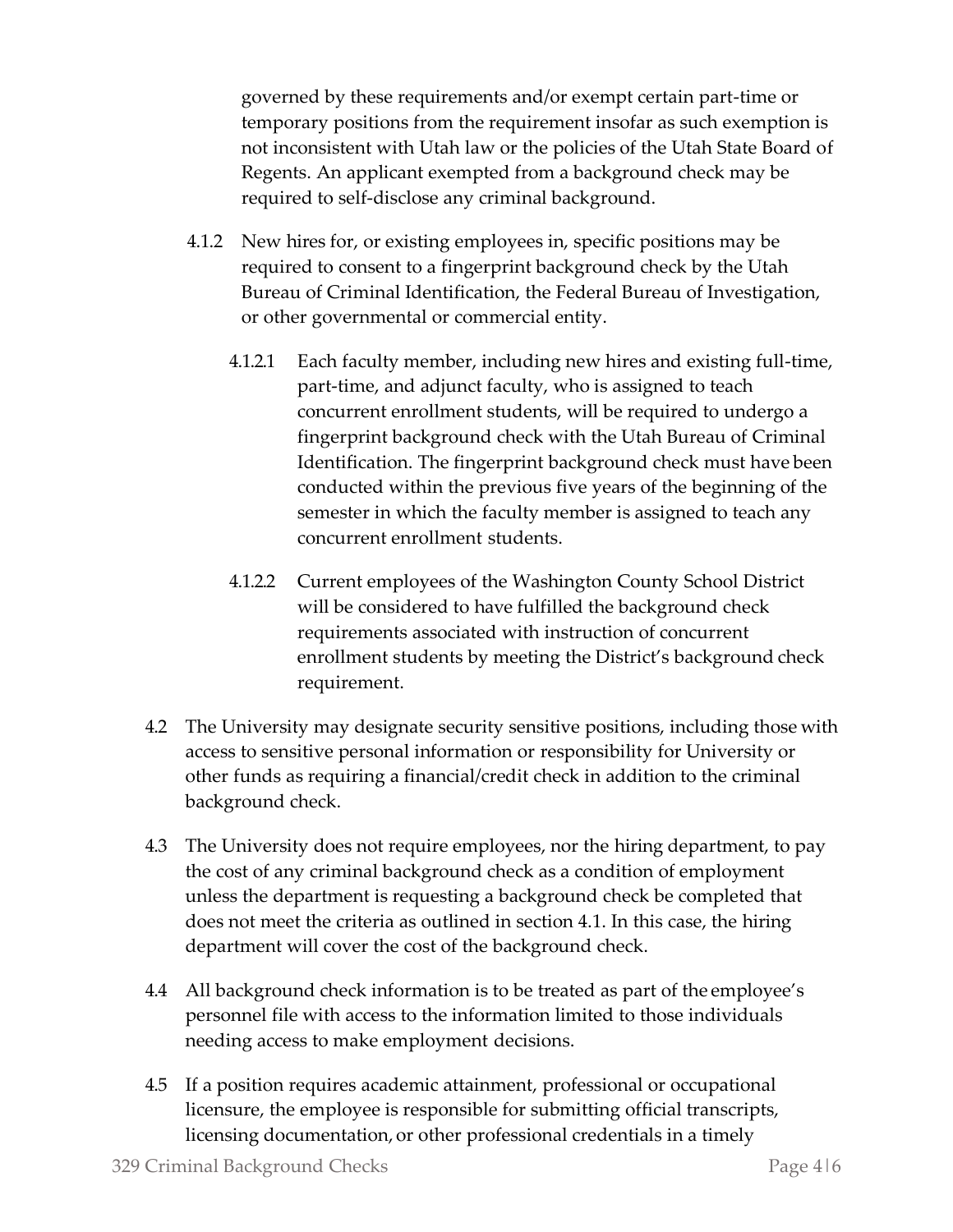governed by these requirements and/or exempt certain part-time or temporary positions from the requirement insofar as such exemption is not inconsistent with Utah law or the policies of the Utah State Board of Regents. An applicant exempted from a background check may be required to self-disclose any criminal background.

4.1.2 New hires for, or existing employees in, specific positions may be required to consent to a fingerprint background check by the Utah Bureau of Criminal Identification, the Federal Bureau of Investigation, or other governmental or commercial entity.

4.1.2.1 Each faculty member, including new hires and existing full-time, part-time, and adjunct faculty, who is assigned to teach concurrent enrollment students, will be required to undergo a fingerprint background check with the Utah Bureau of Criminal Identification. The fingerprint background check must have been conducted within the previous five years of the beginning of the semester in which the faculty member is assigned to teach any concurrent enrollment students.

4.1.2.2 Current employees of the Washington County School District will be considered to have fulfilled the background check requirements associated with instruction of concurrent enrollment students by meeting the District's background check requirement.

4.2 The University may designate security sensitive positions, including those with access to sensitive personal information or responsibility for University or other funds as requiring a financial/credit check in addition to the criminal background check.

4.3 The University does not require employees, nor the hiring department, to pay the cost of any criminal background check as a condition of employment unless the department is requesting a background check be completed that does not meet the criteria as outlined in section 4.1. In this case, the hiring department will cover the cost of the background check.

4.4 All background check information is to be treated as part of the employee's personnel file with access to the information limited to those individuals needing access to make employment decisions.

4.5 If a position requires academic attainment, professional or occupational licensure, the employee is responsible for submitting official transcripts, licensing documentation, or other professional credentials in a timely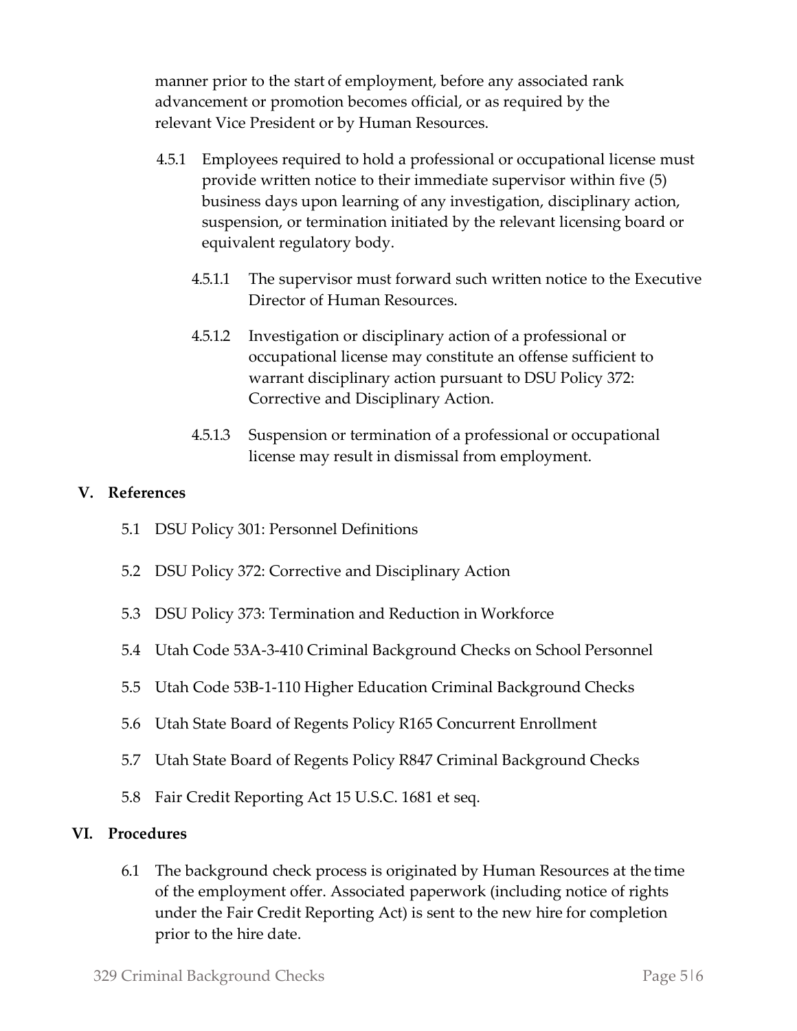manner prior to the start of employment, before any associated rank advancement or promotion becomes official, or as required by the relevant Vice President or by Human Resources.

4.5.1 Employees required to hold a professional or occupational license must provide written notice to their immediate supervisor within five (5) business days upon learning of any investigation, disciplinary action, suspension, or termination initiated by the relevant licensing board or equivalent regulatory body.

4.5.1.1 The supervisor must forward such written notice to the Executive Director of Human Resources.

4.5.1.2 Investigation or disciplinary action of a professional or occupational license may constitute an offense sufficient to warrant disciplinary action pursuant to DSU Policy 372: Corrective and Disciplinary Action.

4.5.1.3 Suspension or termination of a professional or occupational license may result in dismissal from employment.

## V. References

5.1 DSU Policy 301: Personnel Definitions

5.2 DSU Policy 372: Corrective and Disciplinary Action

5.3 DSU Policy 373: Termination and Reduction in Workforce

5.4 Utah Code 53A-3-410 Criminal Background Checks on School Personnel

5.5 Utah Code 53B-1-110 Higher Education Criminal Background Checks

5.6 Utah State Board of Regents Policy R165 Concurrent Enrollment

5.7 Utah State Board of Regents Policy R847 Criminal Background Checks

5.8 Fair Credit Reporting Act 15 U.S.C. 1681 et seq.

## VI. Procedures

6.1 The background check process is originated by Human Resources at the time of the employment offer. Associated paperwork (including notice of rights under the Fair Credit Reporting Act) is sent to the new hire for completion prior to the hire date.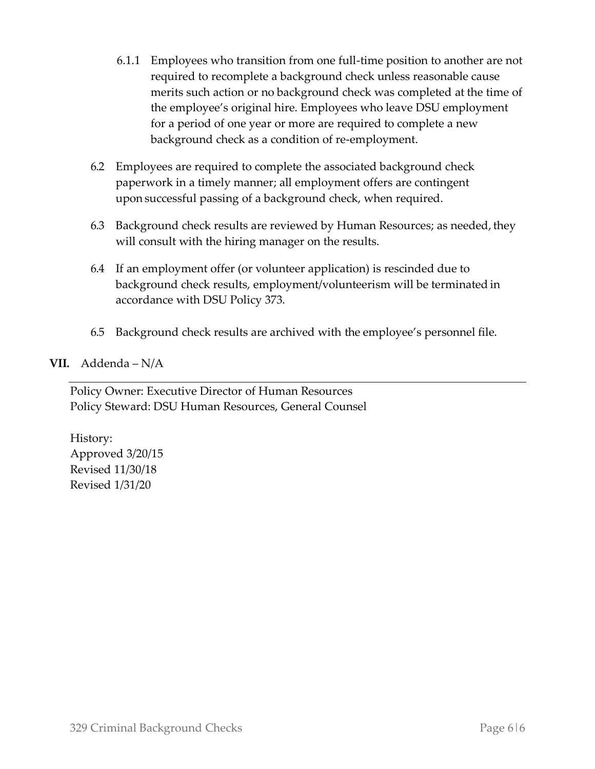6.1.1 Employees who transition from one full-time position to another are not required to recomplete a background check unless reasonable cause merits such action or no background check was completed at the time of the employee's original hire. Employees who leave DSU employment for a period of one year or more are required to complete a new background check as a condition of re-employment.

6.2 Employees are required to complete the associated background check paperwork in a timely manner; all employment offers are contingent upon successful passing of a background check, when required.

6.3 Background check results are reviewed by Human Resources; as needed, they will consult with the hiring manager on the results.

6.4 If an employment offer (or volunteer application) is rescinded due to background check results, employment/volunteerism will be terminated in accordance with DSU Policy 373.

6.5 Background check results are archived with the employee's personnel file.

**VII.** Addenda – N/A

---

Policy Owner: Executive Director of Human Resources
Policy Steward: DSU Human Resources, General Counsel

History:
Approved 3/20/15
Revised 11/30/18
Revised 1/31/20